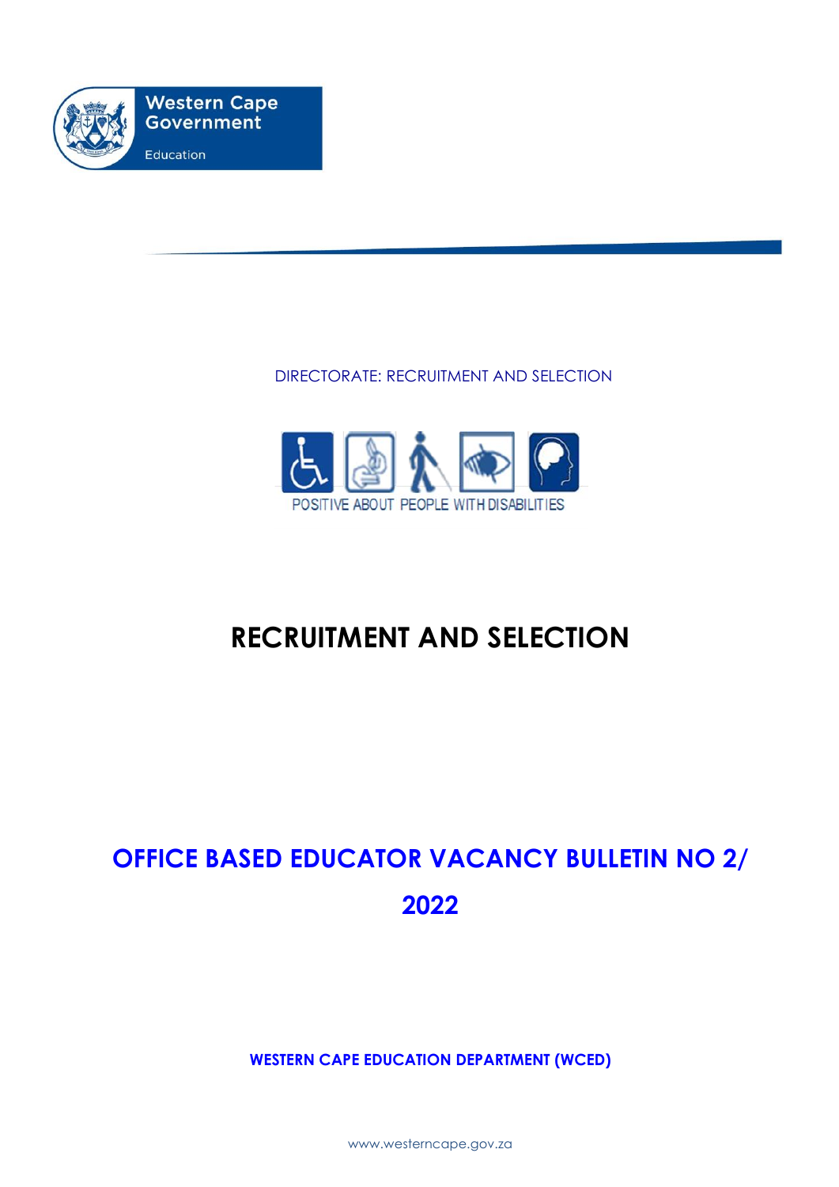Western Cape Government

Education

DIRECTORATE: RECRUITMENT AND SELECTION

POSITIVE ABOUT PEOPLE WITH DISABILITIES

# RECRUITMENT AND SELECTION

## OFFICE BASED EDUCATOR VACANCY BULLETIN NO 2/ 2022

**WESTERN CAPE EDUCATION DEPARTMENT (WCED)**

www.westerncape.gov.za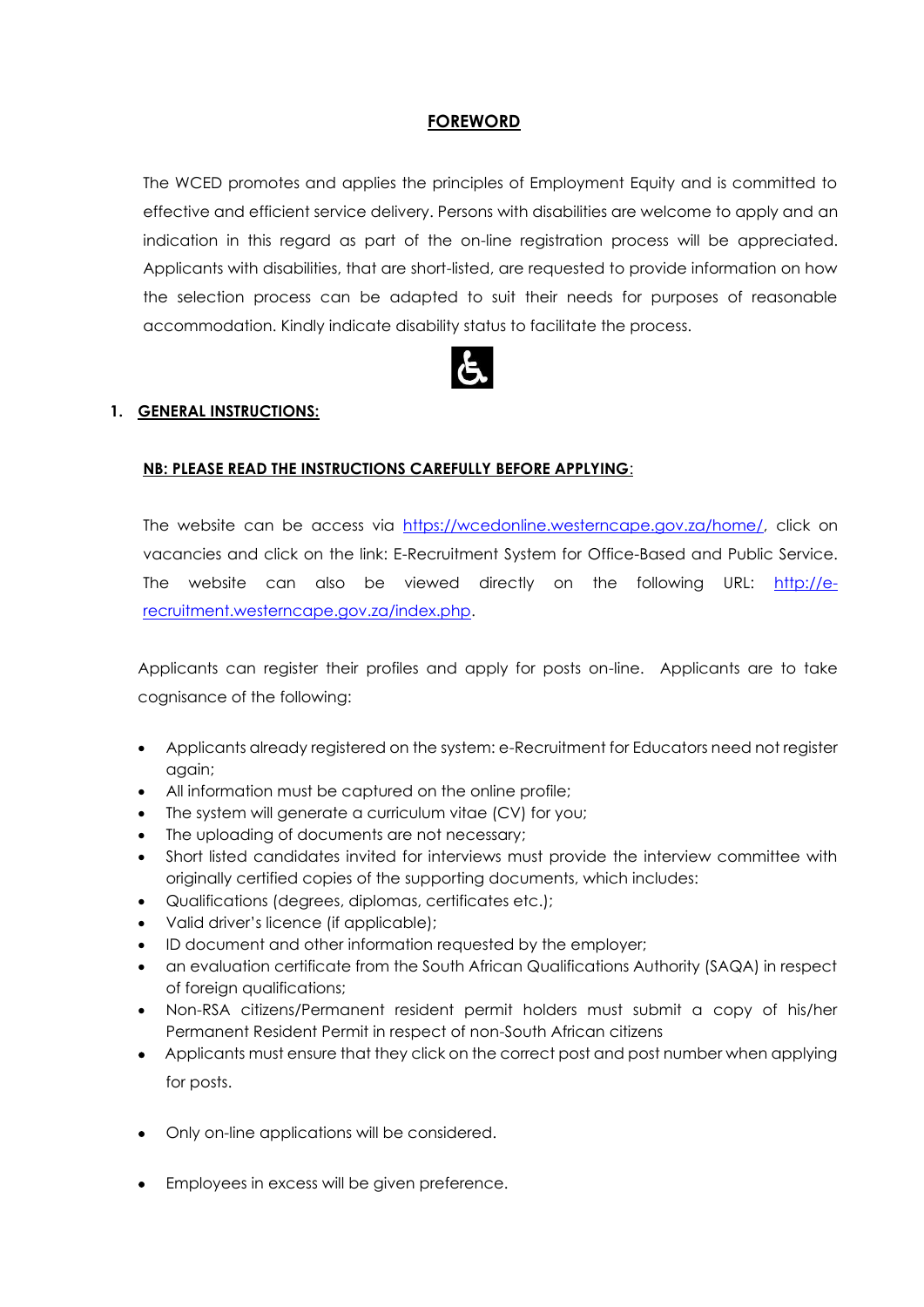## FOREWORD

The WCED promotes and applies the principles of Employment Equity and is committed to effective and efficient service delivery. Persons with disabilities are welcome to apply and an indication in this regard as part of the on-line registration process will be appreciated. Applicants with disabilities, that are short-listed, are requested to provide information on how the selection process can be adapted to suit their needs for purposes of reasonable accommodation. Kindly indicate disability status to facilitate the process.

## 1. GENERAL INSTRUCTIONS:

**NB: PLEASE READ THE INSTRUCTIONS CAREFULLY BEFORE APPLYING**:

The website can be access via https://wcedonline.westerncape.gov.za/home/, click on vacancies and click on the link: E-Recruitment System for Office-Based and Public Service. The website can also be viewed directly on the following URL: http://e-recruitment.westerncape.gov.za/index.php.

Applicants can register their profiles and apply for posts on-line. Applicants are to take cognisance of the following:

- Applicants already registered on the system: e-Recruitment for Educators need not register again;
- All information must be captured on the online profile;
- The system will generate a curriculum vitae (CV) for you;
- The uploading of documents are not necessary;
- Short listed candidates invited for interviews must provide the interview committee with originally certified copies of the supporting documents, which includes:
- Qualifications (degrees, diplomas, certificates etc.);
- Valid driver's licence (if applicable);
- ID document and other information requested by the employer;
- an evaluation certificate from the South African Qualifications Authority (SAQA) in respect of foreign qualifications;
- Non-RSA citizens/Permanent resident permit holders must submit a copy of his/her Permanent Resident Permit in respect of non-South African citizens
- Applicants must ensure that they click on the correct post and post number when applying for posts.
- Only on-line applications will be considered.
- Employees in excess will be given preference.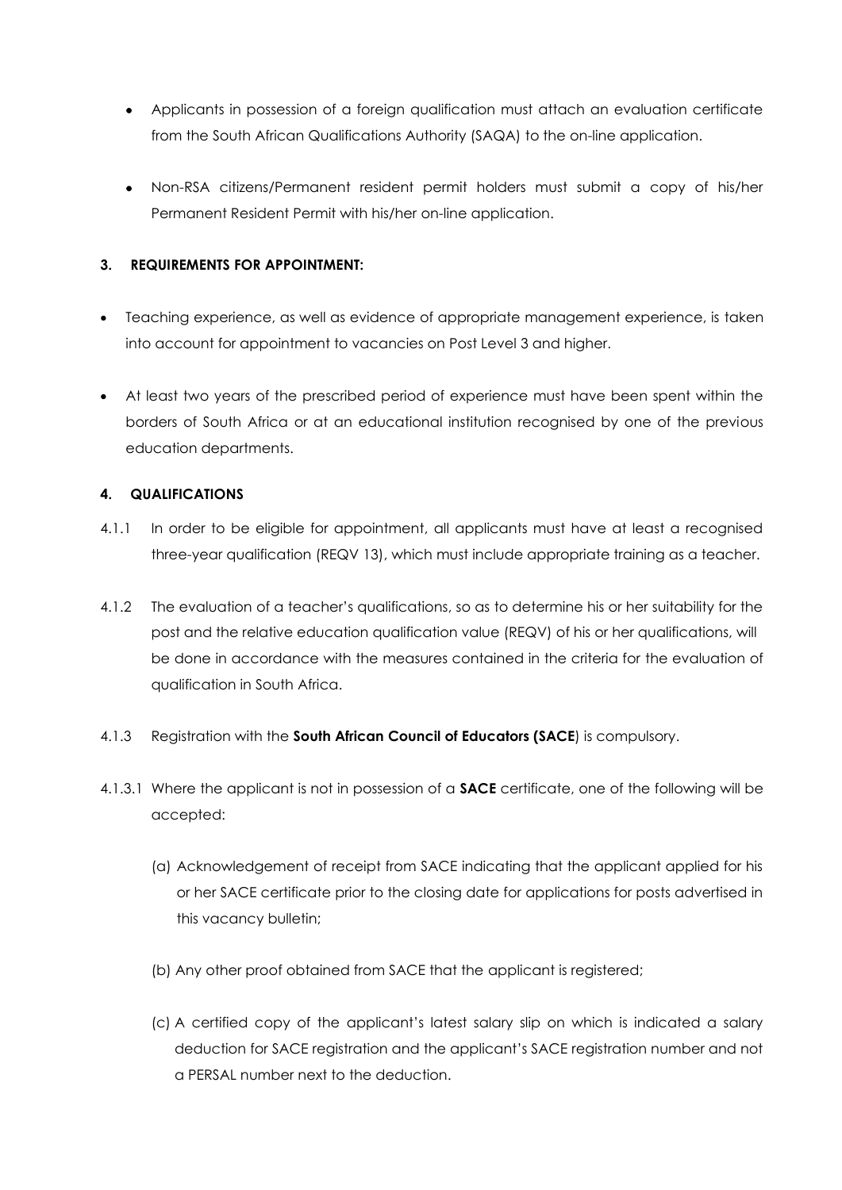- Applicants in possession of a foreign qualification must attach an evaluation certificate from the South African Qualifications Authority (SAQA) to the on-line application.

- Non-RSA citizens/Permanent resident permit holders must submit a copy of his/her Permanent Resident Permit with his/her on-line application.

## 3. REQUIREMENTS FOR APPOINTMENT:

- Teaching experience, as well as evidence of appropriate management experience, is taken into account for appointment to vacancies on Post Level 3 and higher.

- At least two years of the prescribed period of experience must have been spent within the borders of South Africa or at an educational institution recognised by one of the previous education departments.

## 4. QUALIFICATIONS

4.1.1 In order to be eligible for appointment, all applicants must have at least a recognised three-year qualification (REQV 13), which must include appropriate training as a teacher.

4.1.2 The evaluation of a teacher's qualifications, so as to determine his or her suitability for the post and the relative education qualification value (REQV) of his or her qualifications, will be done in accordance with the measures contained in the criteria for the evaluation of qualification in South Africa.

4.1.3 Registration with the **South African Council of Educators (SACE**) is compulsory.

4.1.3.1 Where the applicant is not in possession of a **SACE** certificate, one of the following will be accepted:

(a) Acknowledgement of receipt from SACE indicating that the applicant applied for his or her SACE certificate prior to the closing date for applications for posts advertised in this vacancy bulletin;

(b) Any other proof obtained from SACE that the applicant is registered;

(c) A certified copy of the applicant's latest salary slip on which is indicated a salary deduction for SACE registration and the applicant's SACE registration number and not a PERSAL number next to the deduction.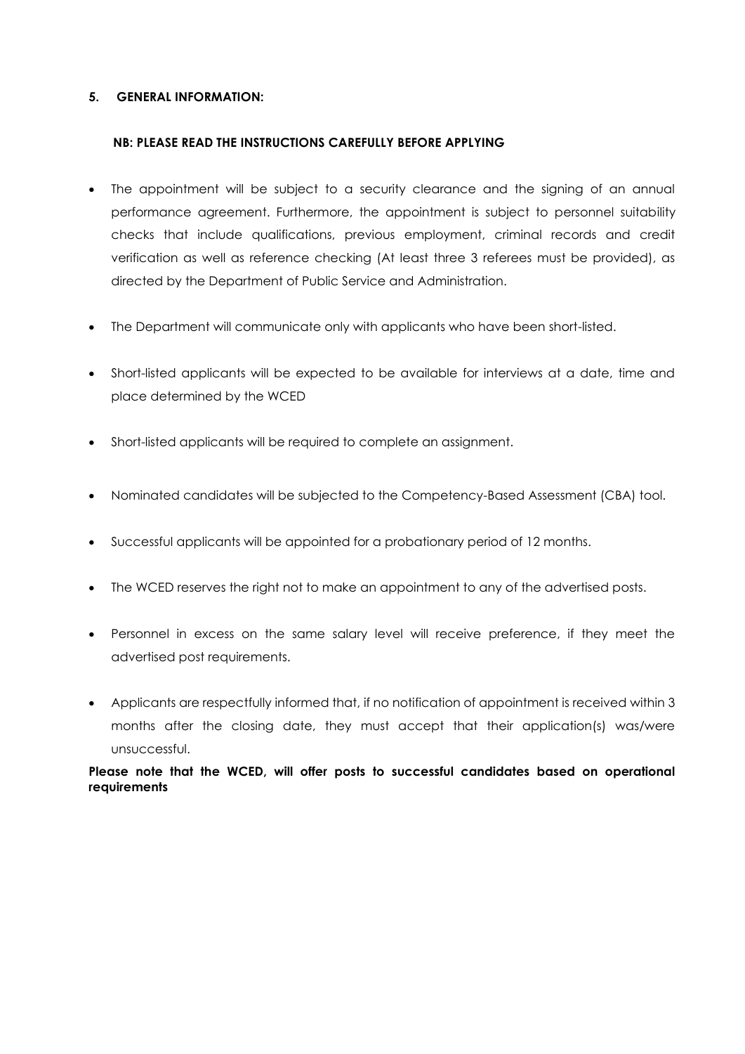**5. GENERAL INFORMATION:**

**NB: PLEASE READ THE INSTRUCTIONS CAREFULLY BEFORE APPLYING**

- The appointment will be subject to a security clearance and the signing of an annual performance agreement. Furthermore, the appointment is subject to personnel suitability checks that include qualifications, previous employment, criminal records and credit verification as well as reference checking (At least three 3 referees must be provided), as directed by the Department of Public Service and Administration.
- The Department will communicate only with applicants who have been short-listed.
- Short-listed applicants will be expected to be available for interviews at a date, time and place determined by the WCED
- Short-listed applicants will be required to complete an assignment.
- Nominated candidates will be subjected to the Competency-Based Assessment (CBA) tool.
- Successful applicants will be appointed for a probationary period of 12 months.
- The WCED reserves the right not to make an appointment to any of the advertised posts.
- Personnel in excess on the same salary level will receive preference, if they meet the advertised post requirements.
- Applicants are respectfully informed that, if no notification of appointment is received within 3 months after the closing date, they must accept that their application(s) was/were unsuccessful.

**Please note that the WCED, will offer posts to successful candidates based on operational requirements**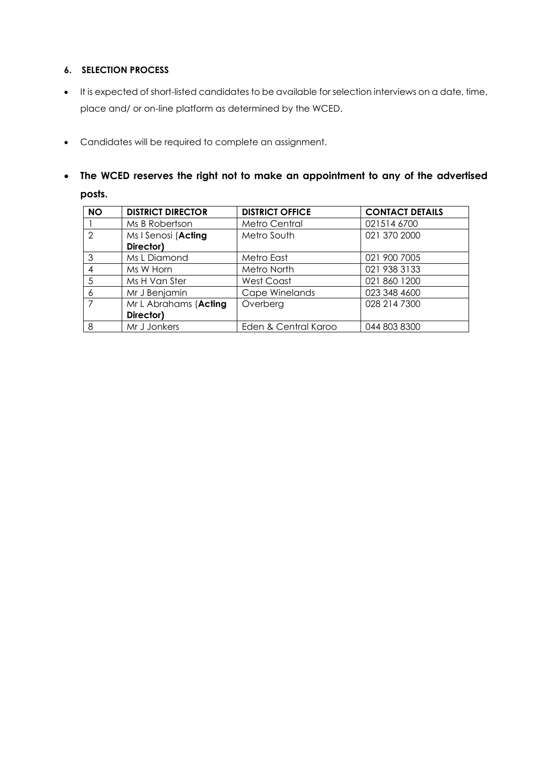### 6. SELECTION PROCESS

- It is expected of short-listed candidates to be available for selection interviews on a date, time, place and/ or on-line platform as determined by the WCED.
- Candidates will be required to complete an assignment.
- **The WCED reserves the right not to make an appointment to any of the advertised posts.**

| **NO** | **DISTRICT DIRECTOR** | **DISTRICT OFFICE** | **CONTACT DETAILS** |
|---|---|---|---|
| 1 | Ms B Robertson | Metro Central | 021514 6700 |
| 2 | Ms I Senosi (**Acting Director)** | Metro South | 021 370 2000 |
| 3 | Ms L Diamond | Metro East | 021 900 7005 |
| 4 | Ms W Horn | Metro North | 021 938 3133 |
| 5 | Ms H Van Ster | West Coast | 021 860 1200 |
| 6 | Mr J Benjamin | Cape Winelands | 023 348 4600 |
| 7 | Mr L Abrahams (**Acting Director)** | Overberg | 028 214 7300 |
| 8 | Mr J Jonkers | Eden & Central Karoo | 044 803 8300 |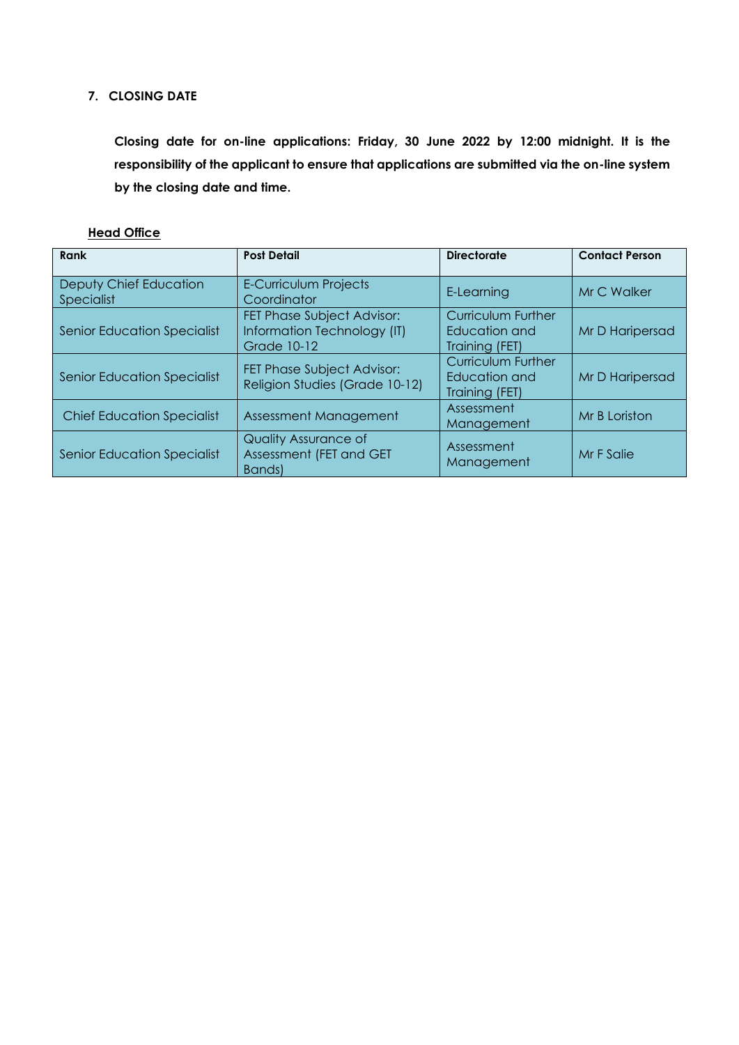## 7. CLOSING DATE

**Closing date for on-line applications: Friday, 30 June 2022 by 12:00 midnight. It is the responsibility of the applicant to ensure that applications are submitted via the on-line system by the closing date and time.**

**Head Office**

| Rank | Post Detail | Directorate | Contact Person |
|---|---|---|---|
| Deputy Chief Education Specialist | E-Curriculum Projects Coordinator | E-Learning | Mr C Walker |
| Senior Education Specialist | FET Phase Subject Advisor: Information Technology (IT) Grade 10-12 | Curriculum Further Education and Training (FET) | Mr D Haripersad |
| Senior Education Specialist | FET Phase Subject Advisor: Religion Studies (Grade 10-12) | Curriculum Further Education and Training (FET) | Mr D Haripersad |
| Chief Education Specialist | Assessment Management | Assessment Management | Mr B Loriston |
| Senior Education Specialist | Quality Assurance of Assessment (FET and GET Bands) | Assessment Management | Mr F Salie |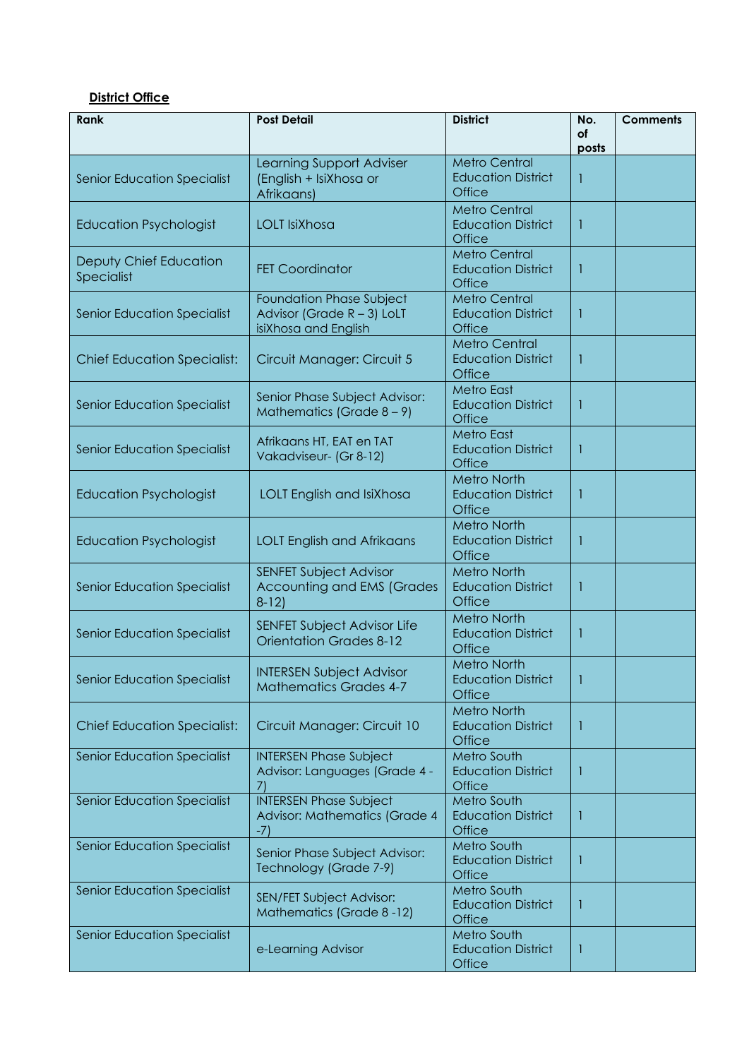**District Office**

| Rank | Post Detail | District | No. of posts | Comments |
|---|---|---|---|---|
| Senior Education Specialist | Learning Support Adviser (English + IsiXhosa or Afrikaans) | Metro Central Education District Office | 1 | |
| Education Psychologist | LOLT IsiXhosa | Metro Central Education District Office | 1 | |
| Deputy Chief Education Specialist | FET Coordinator | Metro Central Education District Office | 1 | |
| Senior Education Specialist | Foundation Phase Subject Advisor (Grade R – 3) LoLT isiXhosa and English | Metro Central Education District Office | 1 | |
| Chief Education Specialist: | Circuit Manager: Circuit 5 | Metro Central Education District Office | 1 | |
| Senior Education Specialist | Senior Phase Subject Advisor: Mathematics (Grade 8 – 9) | Metro East Education District Office | 1 | |
| Senior Education Specialist | Afrikaans HT, EAT en TAT Vakadviseur- (Gr 8-12) | Metro East Education District Office | 1 | |
| Education Psychologist | LOLT English and IsiXhosa | Metro North Education District Office | 1 | |
| Education Psychologist | LOLT English and Afrikaans | Metro North Education District Office | 1 | |
| Senior Education Specialist | SENFET Subject Advisor Accounting and EMS (Grades 8-12) | Metro North Education District Office | 1 | |
| Senior Education Specialist | SENFET Subject Advisor Life Orientation Grades 8-12 | Metro North Education District Office | 1 | |
| Senior Education Specialist | INTERSEN Subject Advisor Mathematics Grades 4-7 | Metro North Education District Office | 1 | |
| Chief Education Specialist: | Circuit Manager: Circuit 10 | Metro North Education District Office | 1 | |
| Senior Education Specialist | INTERSEN Phase Subject Advisor: Languages (Grade 4 - 7) | Metro South Education District Office | 1 | |
| Senior Education Specialist | INTERSEN Phase Subject Advisor: Mathematics (Grade 4 -7) | Metro South Education District Office | 1 | |
| Senior Education Specialist | Senior Phase Subject Advisor: Technology (Grade 7-9) | Metro South Education District Office | 1 | |
| Senior Education Specialist | SEN/FET Subject Advisor: Mathematics (Grade 8 -12) | Metro South Education District Office | 1 | |
| Senior Education Specialist | e-Learning Advisor | Metro South Education District Office | 1 | |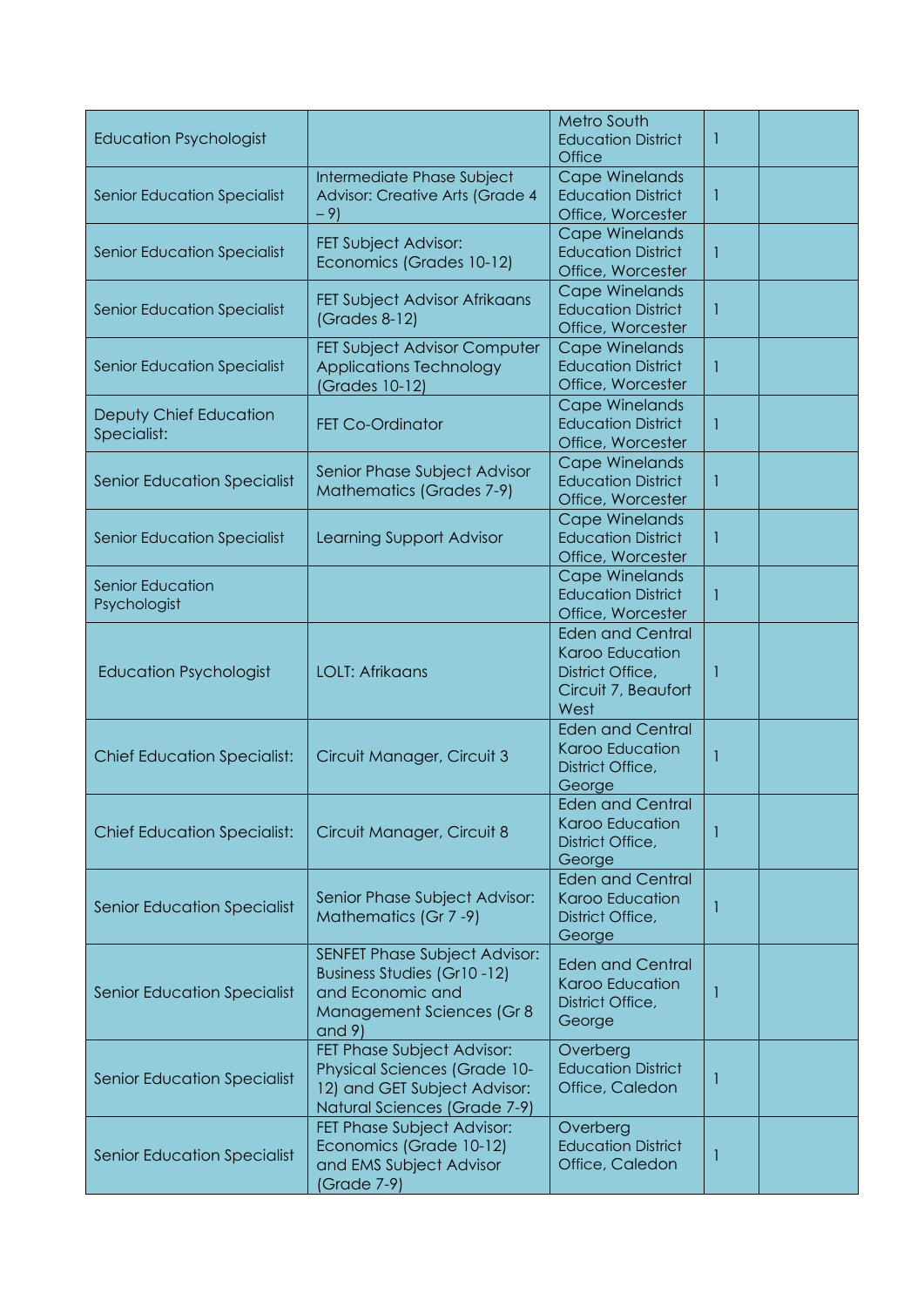| | | | | |
|---|---|---|---|---|
| Education Psychologist | | Metro South Education District Office | 1 | |
| Senior Education Specialist | Intermediate Phase Subject Advisor: Creative Arts (Grade 4 – 9) | Cape Winelands Education District Office, Worcester | 1 | |
| Senior Education Specialist | FET Subject Advisor: Economics (Grades 10-12) | Cape Winelands Education District Office, Worcester | 1 | |
| Senior Education Specialist | FET Subject Advisor Afrikaans (Grades 8-12) | Cape Winelands Education District Office, Worcester | 1 | |
| Senior Education Specialist | FET Subject Advisor Computer Applications Technology (Grades 10-12) | Cape Winelands Education District Office, Worcester | 1 | |
| Deputy Chief Education Specialist: | FET Co-Ordinator | Cape Winelands Education District Office, Worcester | 1 | |
| Senior Education Specialist | Senior Phase Subject Advisor Mathematics (Grades 7-9) | Cape Winelands Education District Office, Worcester | 1 | |
| Senior Education Specialist | Learning Support Advisor | Cape Winelands Education District Office, Worcester | 1 | |
| Senior Education Psychologist | | Cape Winelands Education District Office, Worcester | 1 | |
| Education Psychologist | LOLT: Afrikaans | Eden and Central Karoo Education District Office, Circuit 7, Beaufort West | 1 | |
| Chief Education Specialist: | Circuit Manager, Circuit 3 | Eden and Central Karoo Education District Office, George | 1 | |
| Chief Education Specialist: | Circuit Manager, Circuit 8 | Eden and Central Karoo Education District Office, George | 1 | |
| Senior Education Specialist | Senior Phase Subject Advisor: Mathematics (Gr 7 -9) | Eden and Central Karoo Education District Office, George | 1 | |
| Senior Education Specialist | SENFET Phase Subject Advisor: Business Studies (Gr10 -12) and Economic and Management Sciences (Gr 8 and 9) | Eden and Central Karoo Education District Office, George | 1 | |
| Senior Education Specialist | FET Phase Subject Advisor: Physical Sciences (Grade 10-12) and GET Subject Advisor: Natural Sciences (Grade 7-9) | Overberg Education District Office, Caledon | 1 | |
| Senior Education Specialist | FET Phase Subject Advisor: Economics (Grade 10-12) and EMS Subject Advisor (Grade 7-9) | Overberg Education District Office, Caledon | 1 | |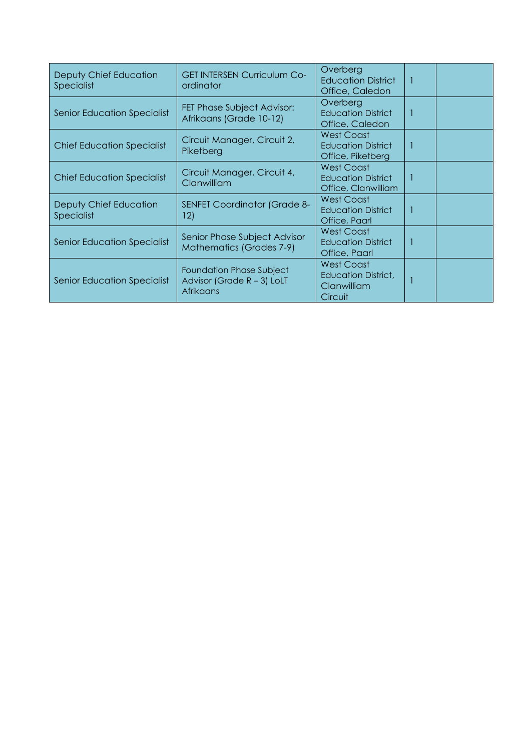| | | | | |
|---|---|---|---|---|
| Deputy Chief Education Specialist | GET INTERSEN Curriculum Co-ordinator | Overberg Education District Office, Caledon | 1 | |
| Senior Education Specialist | FET Phase Subject Advisor: Afrikaans (Grade 10-12) | Overberg Education District Office, Caledon | 1 | |
| Chief Education Specialist | Circuit Manager, Circuit 2, Piketberg | West Coast Education District Office, Piketberg | 1 | |
| Chief Education Specialist | Circuit Manager, Circuit 4, Clanwilliam | West Coast Education District Office, Clanwilliam | 1 | |
| Deputy Chief Education Specialist | SENFET Coordinator (Grade 8-12) | West Coast Education District Office, Paarl | 1 | |
| Senior Education Specialist | Senior Phase Subject Advisor Mathematics (Grades 7-9) | West Coast Education District Office, Paarl | 1 | |
| Senior Education Specialist | Foundation Phase Subject Advisor (Grade R – 3) LoLT Afrikaans | West Coast Education District, Clanwilliam Circuit | 1 | |